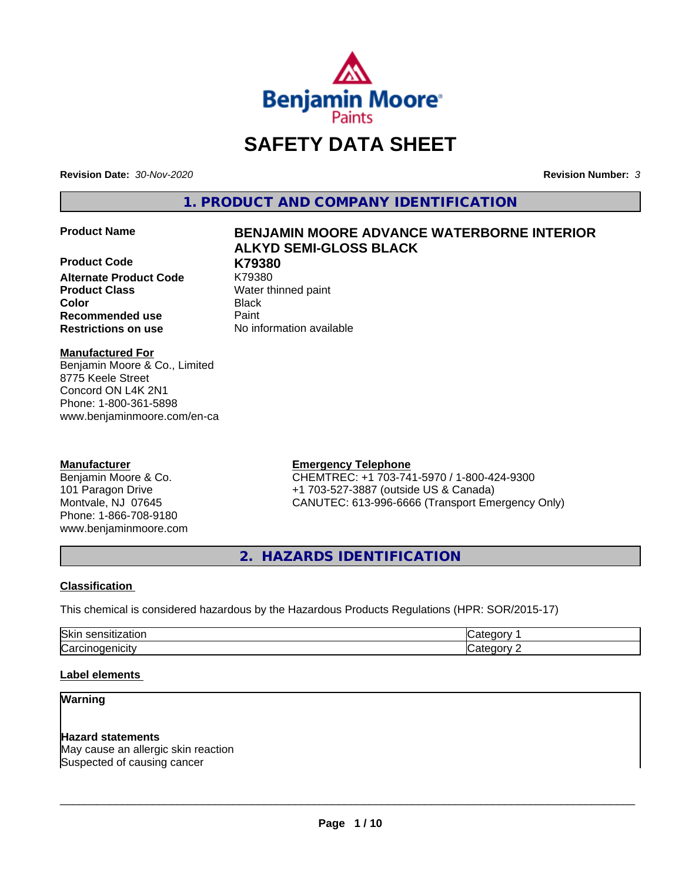# SAFETY DATA SHEET

**Revision Date:** *30-Nov-2020*

**Revision Number:** *3*

## 1. PRODUCT AND COMPANY IDENTIFICATION

**Product Name** — **BENJAMIN MOORE ADVANCE WATERBORNE INTERIOR ALKYD SEMI-GLOSS BLACK**

**Product Code** — **K79380**

**Alternate Product Code** — K79380

**Product Class** — Water thinned paint

**Color** — Black

**Recommended use** — Paint

**Restrictions on use** — No information available

**Manufactured For**
Benjamin Moore & Co., Limited
8775 Keele Street
Concord ON L4K 2N1
Phone: 1-800-361-5898
www.benjaminmoore.com/en-ca

**Manufacturer**
Benjamin Moore & Co.
101 Paragon Drive
Montvale, NJ 07645
Phone: 1-866-708-9180
www.benjaminmoore.com

**Emergency Telephone**
CHEMTREC: +1 703-741-5970 / 1-800-424-9300
+1 703-527-3887 (outside US & Canada)
CANUTEC: 613-996-6666 (Transport Emergency Only)

## 2. HAZARDS IDENTIFICATION

**Classification**

This chemical is considered hazardous by the Hazardous Products Regulations (HPR: SOR/2015-17)

| | |
|---|---|
| Skin sensitization | Category 1 |
| Carcinogenicity | Category 2 |

**Label elements**

**Warning**

**Hazard statements**
May cause an allergic skin reaction
Suspected of causing cancer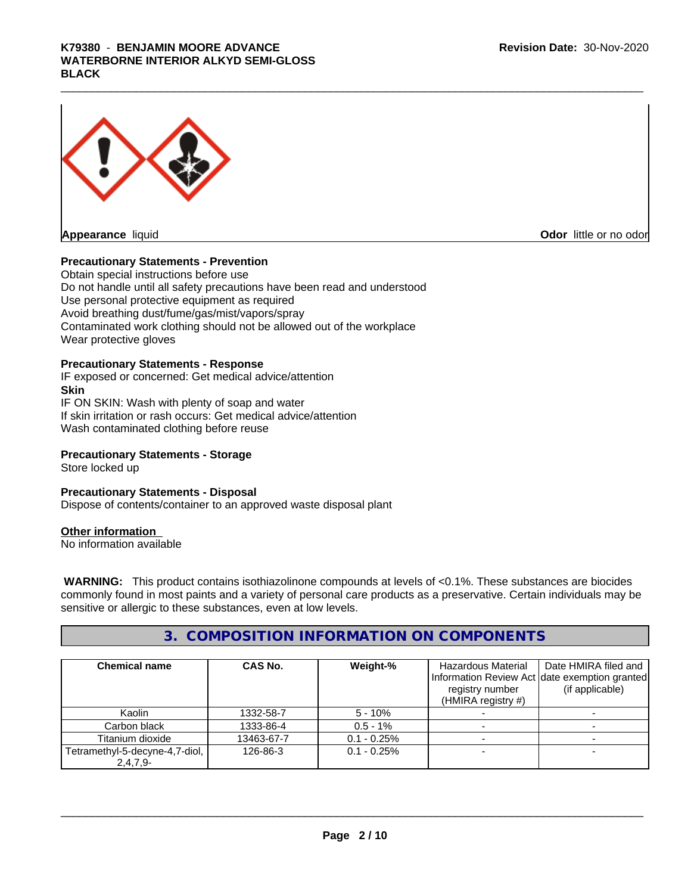**Appearance** liquid

**Odor** little or no odor

**Precautionary Statements - Prevention**

Obtain special instructions before use
Do not handle until all safety precautions have been read and understood
Use personal protective equipment as required
Avoid breathing dust/fume/gas/mist/vapors/spray
Contaminated work clothing should not be allowed out of the workplace
Wear protective gloves

**Precautionary Statements - Response**

IF exposed or concerned: Get medical advice/attention

**Skin**

IF ON SKIN: Wash with plenty of soap and water
If skin irritation or rash occurs: Get medical advice/attention
Wash contaminated clothing before reuse

**Precautionary Statements - Storage**

Store locked up

**Precautionary Statements - Disposal**

Dispose of contents/container to an approved waste disposal plant

**Other information**

No information available

**WARNING:** This product contains isothiazolinone compounds at levels of <0.1%. These substances are biocides commonly found in most paints and a variety of personal care products as a preservative. Certain individuals may be sensitive or allergic to these substances, even at low levels.

## 3. COMPOSITION INFORMATION ON COMPONENTS

| Chemical name | CAS No. | Weight-% | Hazardous Material Information Review Act registry number (HMIRA registry #) | Date HMIRA filed and date exemption granted (if applicable) |
|---|---|---|---|---|
| Kaolin | 1332-58-7 | 5 - 10% | - | - |
| Carbon black | 1333-86-4 | 0.5 - 1% | - | - |
| Titanium dioxide | 13463-67-7 | 0.1 - 0.25% | - | - |
| Tetramethyl-5-decyne-4,7-diol, 2,4,7,9- | 126-86-3 | 0.1 - 0.25% | - | - |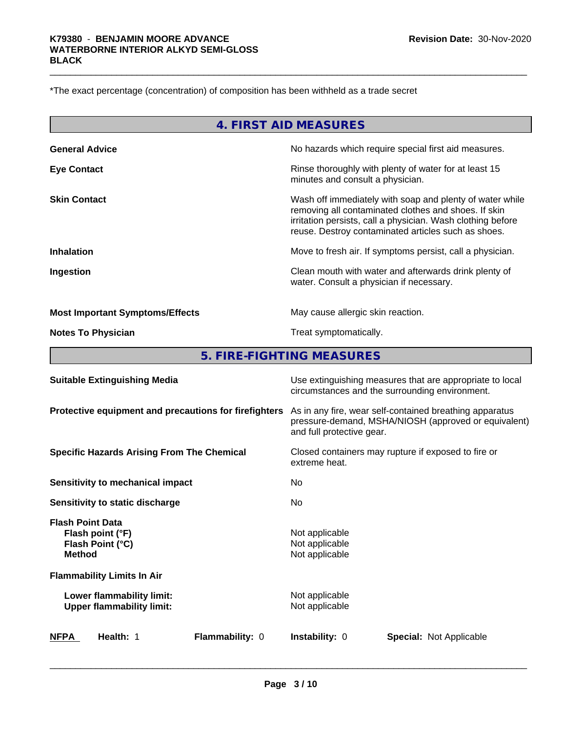*The exact percentage (concentration) of composition has been withheld as a trade secret

## 4. FIRST AID MEASURES

| | |
|---|---|
| **General Advice** | No hazards which require special first aid measures. |
| **Eye Contact** | Rinse thoroughly with plenty of water for at least 15 minutes and consult a physician. |
| **Skin Contact** | Wash off immediately with soap and plenty of water while removing all contaminated clothes and shoes. If skin irritation persists, call a physician. Wash clothing before reuse. Destroy contaminated articles such as shoes. |
| **Inhalation** | Move to fresh air. If symptoms persist, call a physician. |
| **Ingestion** | Clean mouth with water and afterwards drink plenty of water. Consult a physician if necessary. |
| **Most Important Symptoms/Effects** | May cause allergic skin reaction. |
| **Notes To Physician** | Treat symptomatically. |

## 5. FIRE-FIGHTING MEASURES

| | |
|---|---|
| **Suitable Extinguishing Media** | Use extinguishing measures that are appropriate to local circumstances and the surrounding environment. |
| **Protective equipment and precautions for firefighters** | As in any fire, wear self-contained breathing apparatus pressure-demand, MSHA/NIOSH (approved or equivalent) and full protective gear. |
| **Specific Hazards Arising From The Chemical** | Closed containers may rupture if exposed to fire or extreme heat. |
| **Sensitivity to mechanical impact** | No |
| **Sensitivity to static discharge** | No |

**Flash Point Data**

| | |
|---|---|
| **Flash point (°F)** | Not applicable |
| **Flash Point (°C)** | Not applicable |
| **Method** | Not applicable |

**Flammability Limits In Air**

| | |
|---|---|
| **Lower flammability limit:** | Not applicable |
| **Upper flammability limit:** | Not applicable |

| **NFPA** | **Health:** 1 | **Flammability:** 0 | **Instability:** 0 | **Special:** Not Applicable |
|---|---|---|---|---|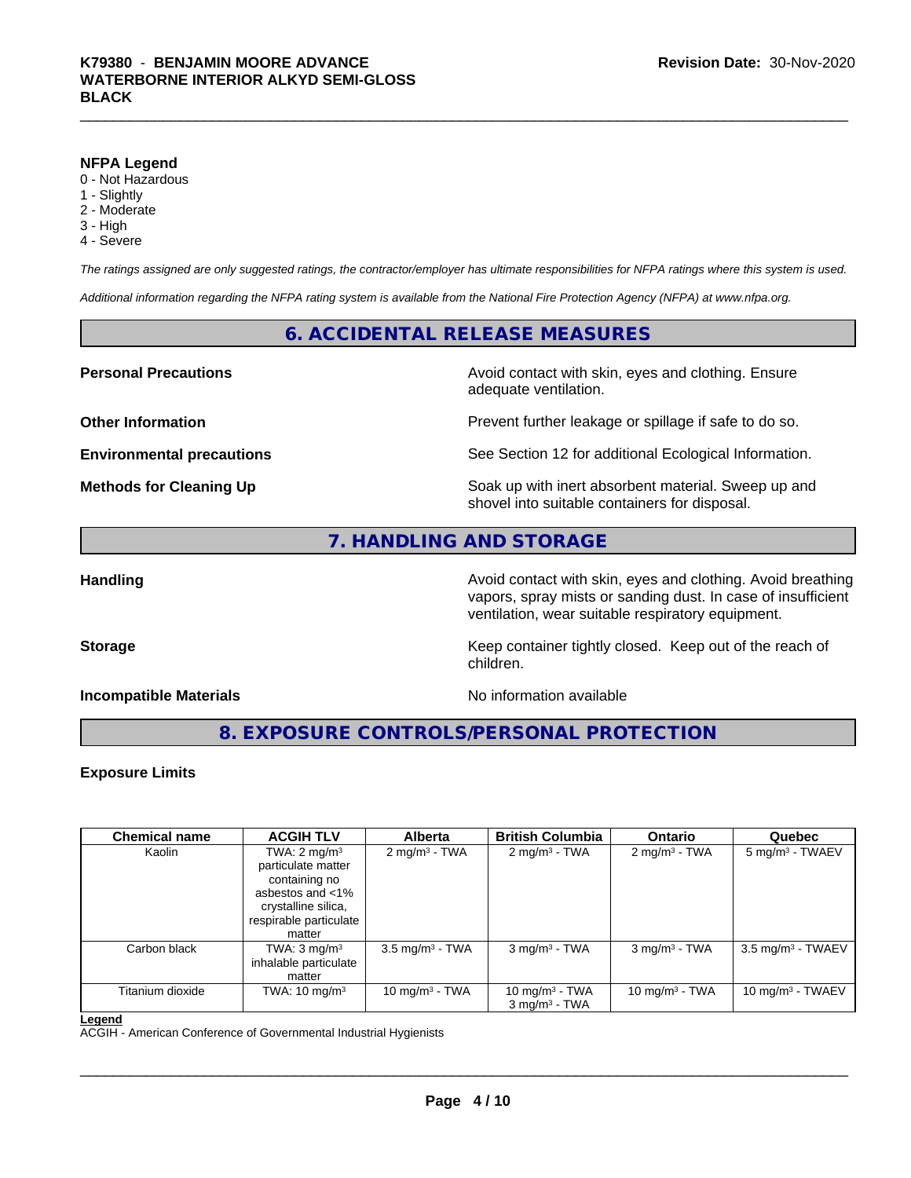**NFPA Legend**
0 - Not Hazardous
1 - Slightly
2 - Moderate
3 - High
4 - Severe

*The ratings assigned are only suggested ratings, the contractor/employer has ultimate responsibilities for NFPA ratings where this system is used.*

*Additional information regarding the NFPA rating system is available from the National Fire Protection Agency (NFPA) at www.nfpa.org.*

## 6. ACCIDENTAL RELEASE MEASURES

**Personal Precautions** — Avoid contact with skin, eyes and clothing. Ensure adequate ventilation.

**Other Information** — Prevent further leakage or spillage if safe to do so.

**Environmental precautions** — See Section 12 for additional Ecological Information.

**Methods for Cleaning Up** — Soak up with inert absorbent material. Sweep up and shovel into suitable containers for disposal.

## 7. HANDLING AND STORAGE

**Handling** — Avoid contact with skin, eyes and clothing. Avoid breathing vapors, spray mists or sanding dust. In case of insufficient ventilation, wear suitable respiratory equipment.

**Storage** — Keep container tightly closed. Keep out of the reach of children.

**Incompatible Materials** — No information available

## 8. EXPOSURE CONTROLS/PERSONAL PROTECTION

**Exposure Limits**

| Chemical name | ACGIH TLV | Alberta | British Columbia | Ontario | Quebec |
|---|---|---|---|---|---|
| Kaolin | TWA: 2 mg/m³ particulate matter containing no asbestos and <1% crystalline silica, respirable particulate matter | 2 mg/m³ - TWA | 2 mg/m³ - TWA | 2 mg/m³ - TWA | 5 mg/m³ - TWAEV |
| Carbon black | TWA: 3 mg/m³ inhalable particulate matter | 3.5 mg/m³ - TWA | 3 mg/m³ - TWA | 3 mg/m³ - TWA | 3.5 mg/m³ - TWAEV |
| Titanium dioxide | TWA: 10 mg/m³ | 10 mg/m³ - TWA | 10 mg/m³ - TWA<br>3 mg/m³ - TWA | 10 mg/m³ - TWA | 10 mg/m³ - TWAEV |

**Legend**
ACGIH - American Conference of Governmental Industrial Hygienists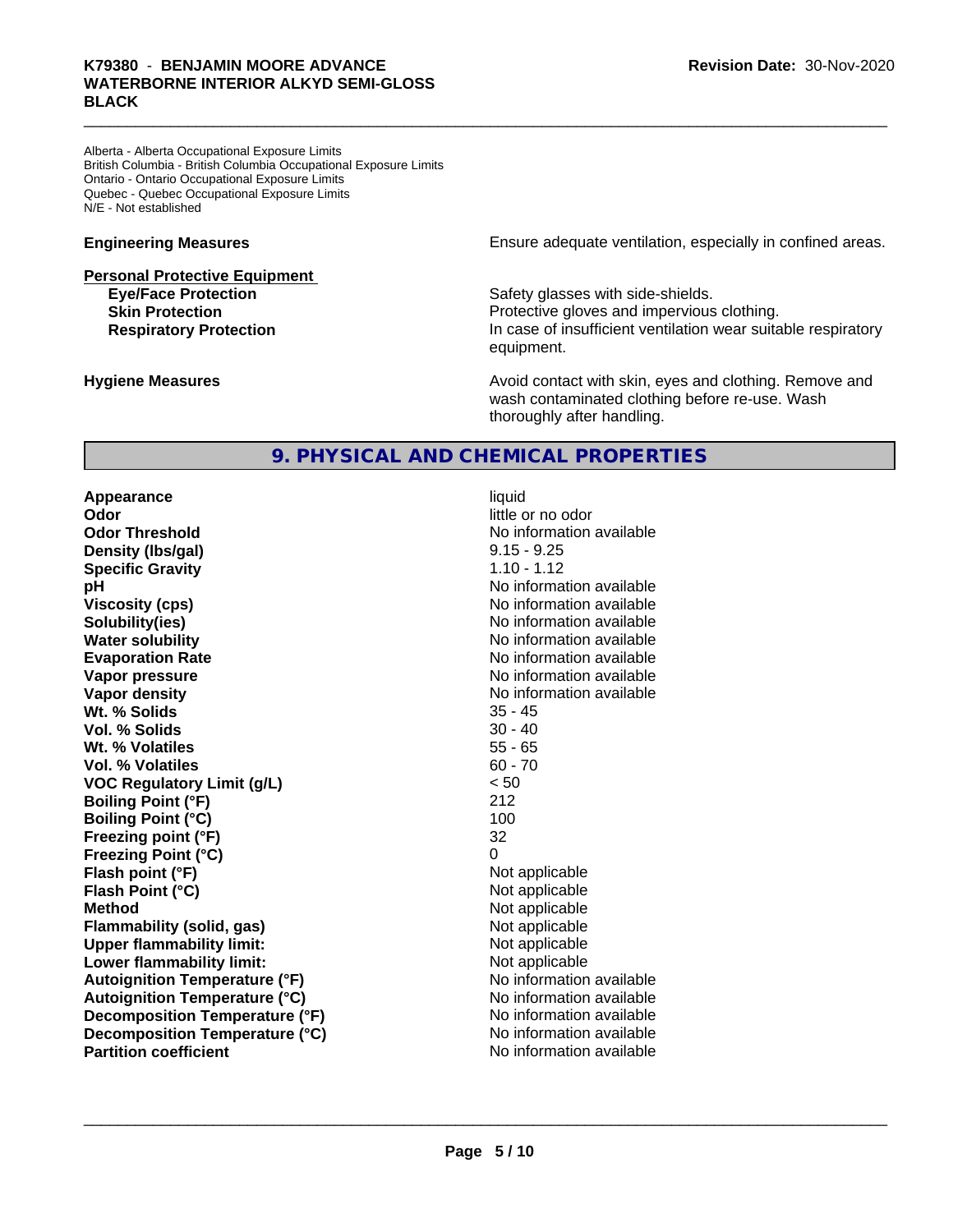Alberta - Alberta Occupational Exposure Limits
British Columbia - British Columbia Occupational Exposure Limits
Ontario - Ontario Occupational Exposure Limits
Quebec - Quebec Occupational Exposure Limits
N/E - Not established

**Engineering Measures** Ensure adequate ventilation, especially in confined areas.

**Personal Protective Equipment**

| | |
|---|---|
| **Eye/Face Protection** | Safety glasses with side-shields. |
| **Skin Protection** | Protective gloves and impervious clothing. |
| **Respiratory Protection** | In case of insufficient ventilation wear suitable respiratory equipment. |

**Hygiene Measures** Avoid contact with skin, eyes and clothing. Remove and wash contaminated clothing before re-use. Wash thoroughly after handling.

## 9. PHYSICAL AND CHEMICAL PROPERTIES

| | |
|---|---|
| **Appearance** | liquid |
| **Odor** | little or no odor |
| **Odor Threshold** | No information available |
| **Density (lbs/gal)** | 9.15 - 9.25 |
| **Specific Gravity** | 1.10 - 1.12 |
| **pH** | No information available |
| **Viscosity (cps)** | No information available |
| **Solubility(ies)** | No information available |
| **Water solubility** | No information available |
| **Evaporation Rate** | No information available |
| **Vapor pressure** | No information available |
| **Vapor density** | No information available |
| **Wt. % Solids** | 35 - 45 |
| **Vol. % Solids** | 30 - 40 |
| **Wt. % Volatiles** | 55 - 65 |
| **Vol. % Volatiles** | 60 - 70 |
| **VOC Regulatory Limit (g/L)** | < 50 |
| **Boiling Point (°F)** | 212 |
| **Boiling Point (°C)** | 100 |
| **Freezing point (°F)** | 32 |
| **Freezing Point (°C)** | 0 |
| **Flash point (°F)** | Not applicable |
| **Flash Point (°C)** | Not applicable |
| **Method** | Not applicable |
| **Flammability (solid, gas)** | Not applicable |
| **Upper flammability limit:** | Not applicable |
| **Lower flammability limit:** | Not applicable |
| **Autoignition Temperature (°F)** | No information available |
| **Autoignition Temperature (°C)** | No information available |
| **Decomposition Temperature (°F)** | No information available |
| **Decomposition Temperature (°C)** | No information available |
| **Partition coefficient** | No information available |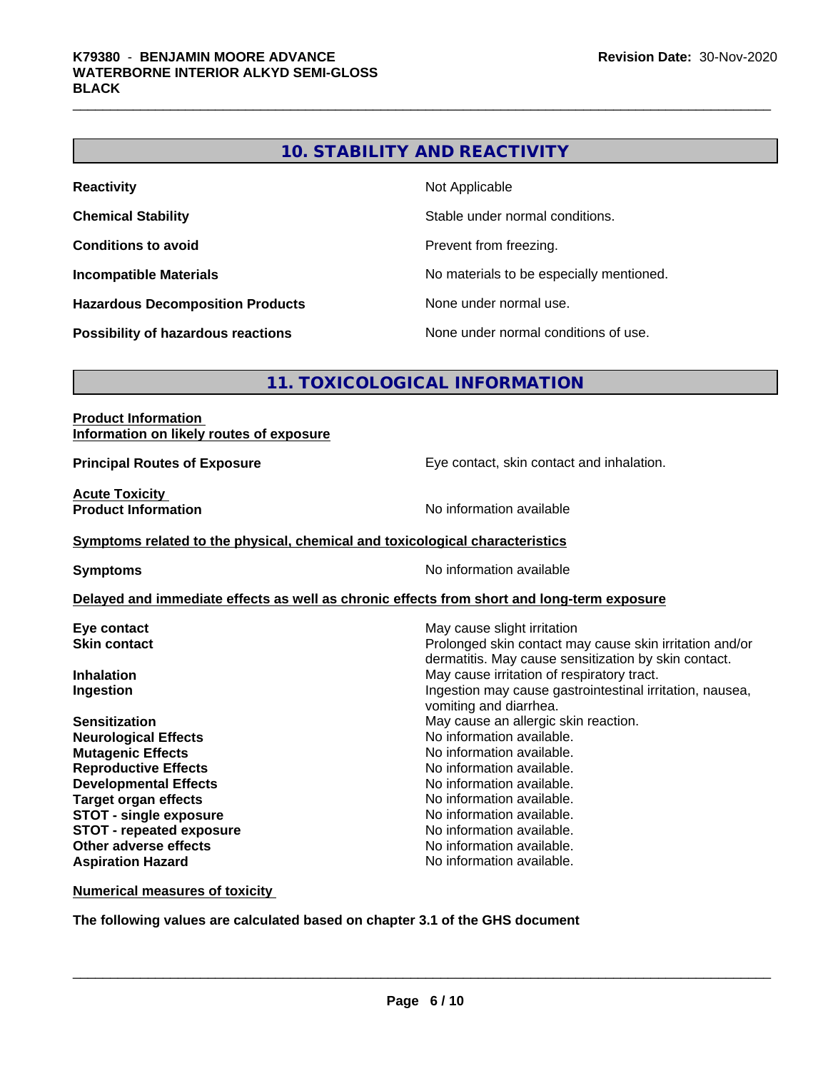## 10. STABILITY AND REACTIVITY

| | |
|---|---|
| **Reactivity** | Not Applicable |
| **Chemical Stability** | Stable under normal conditions. |
| **Conditions to avoid** | Prevent from freezing. |
| **Incompatible Materials** | No materials to be especially mentioned. |
| **Hazardous Decomposition Products** | None under normal use. |
| **Possibility of hazardous reactions** | None under normal conditions of use. |

## 11. TOXICOLOGICAL INFORMATION

**Product Information**
**Information on likely routes of exposure**

**Principal Routes of Exposure** — Eye contact, skin contact and inhalation.

**Acute Toxicity**
**Product Information** — No information available

**Symptoms related to the physical, chemical and toxicological characteristics**

**Symptoms** — No information available

**Delayed and immediate effects as well as chronic effects from short and long-term exposure**

| | |
|---|---|
| **Eye contact** | May cause slight irritation |
| **Skin contact** | Prolonged skin contact may cause skin irritation and/or dermatitis. May cause sensitization by skin contact. |
| **Inhalation** | May cause irritation of respiratory tract. |
| **Ingestion** | Ingestion may cause gastrointestinal irritation, nausea, vomiting and diarrhea. |
| **Sensitization** | May cause an allergic skin reaction. |
| **Neurological Effects** | No information available. |
| **Mutagenic Effects** | No information available. |
| **Reproductive Effects** | No information available. |
| **Developmental Effects** | No information available. |
| **Target organ effects** | No information available. |
| **STOT - single exposure** | No information available. |
| **STOT - repeated exposure** | No information available. |
| **Other adverse effects** | No information available. |
| **Aspiration Hazard** | No information available. |

**Numerical measures of toxicity**

**The following values are calculated based on chapter 3.1 of the GHS document**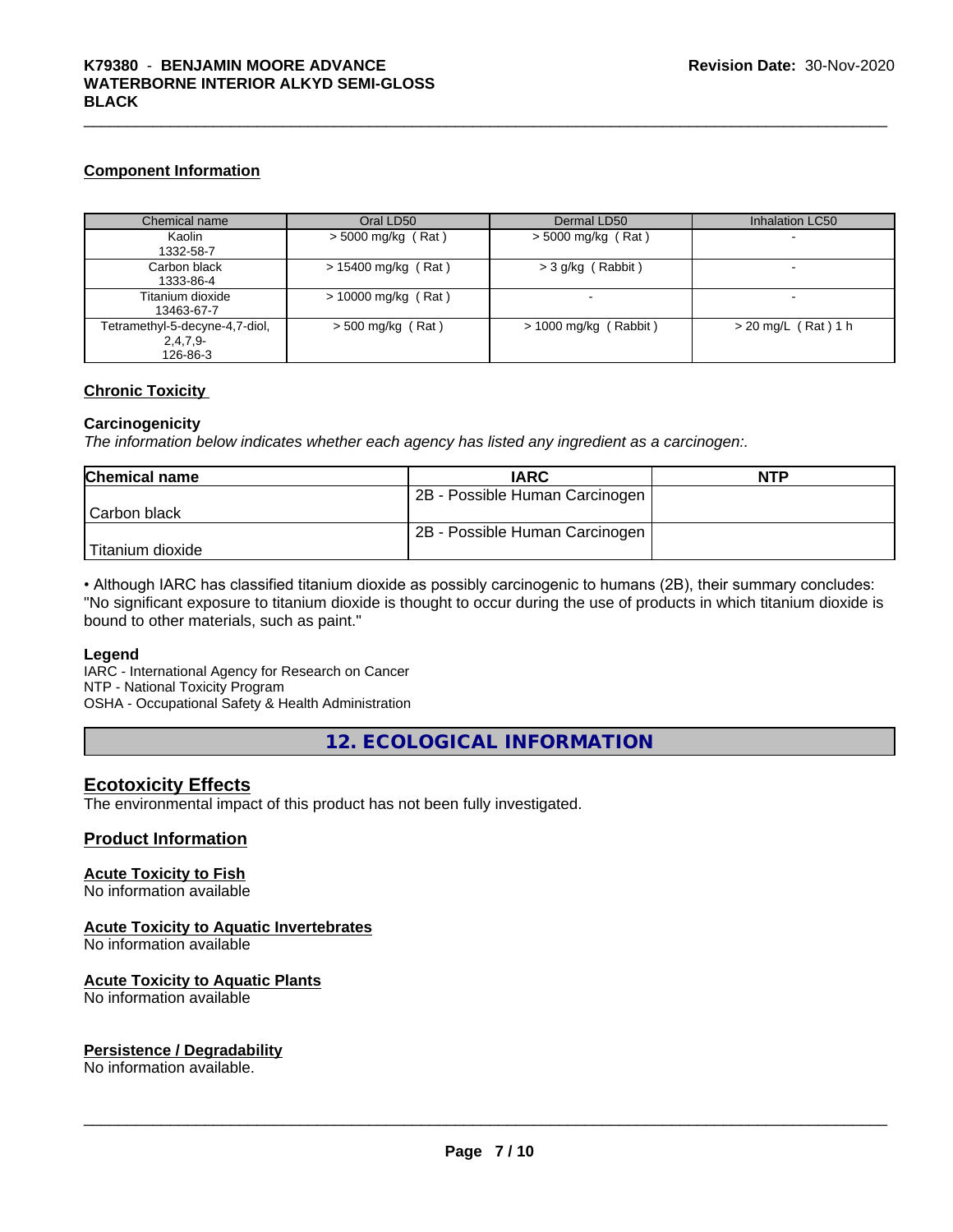### Component Information

| Chemical name | Oral LD50 | Dermal LD50 | Inhalation LC50 |
|---|---|---|---|
| Kaolin<br>1332-58-7 | > 5000 mg/kg ( Rat ) | > 5000 mg/kg ( Rat ) | - |
| Carbon black<br>1333-86-4 | > 15400 mg/kg ( Rat ) | > 3 g/kg ( Rabbit ) | - |
| Titanium dioxide<br>13463-67-7 | > 10000 mg/kg ( Rat ) | - | - |
| Tetramethyl-5-decyne-4,7-diol, 2,4,7,9-<br>126-86-3 | > 500 mg/kg ( Rat ) | > 1000 mg/kg ( Rabbit ) | > 20 mg/L ( Rat ) 1 h |

### Chronic Toxicity

**Carcinogenicity**

*The information below indicates whether each agency has listed any ingredient as a carcinogen:.*

| Chemical name | IARC | NTP |
|---|---|---|
| Carbon black | 2B - Possible Human Carcinogen | |
| Titanium dioxide | 2B - Possible Human Carcinogen | |

• Although IARC has classified titanium dioxide as possibly carcinogenic to humans (2B), their summary concludes: "No significant exposure to titanium dioxide is thought to occur during the use of products in which titanium dioxide is bound to other materials, such as paint."

**Legend**

IARC - International Agency for Research on Cancer
NTP - National Toxicity Program
OSHA - Occupational Safety & Health Administration

## 12. ECOLOGICAL INFORMATION

### Ecotoxicity Effects

The environmental impact of this product has not been fully investigated.

### Product Information

**Acute Toxicity to Fish**

No information available

**Acute Toxicity to Aquatic Invertebrates**

No information available

**Acute Toxicity to Aquatic Plants**

No information available

**Persistence / Degradability**

No information available.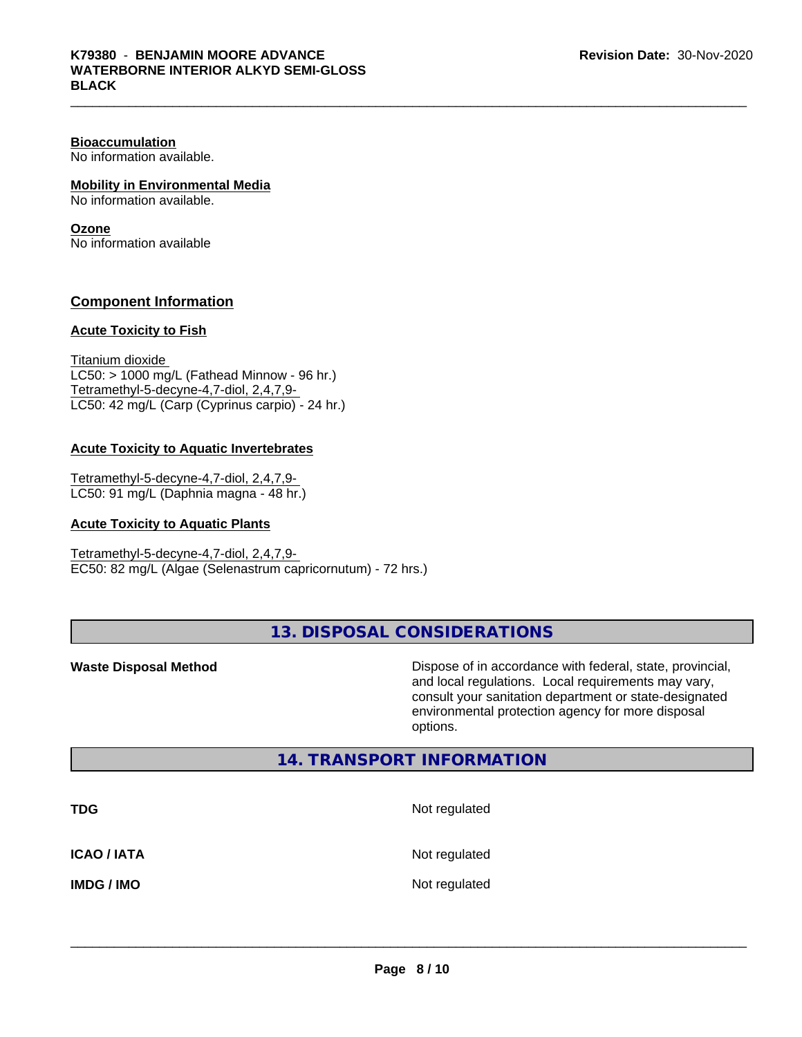**Bioaccumulation**
No information available.

**Mobility in Environmental Media**
No information available.

**Ozone**
No information available

## Component Information

**Acute Toxicity to Fish**

Titanium dioxide
LC50: > 1000 mg/L (Fathead Minnow - 96 hr.)
Tetramethyl-5-decyne-4,7-diol, 2,4,7,9-
LC50: 42 mg/L (Carp (Cyprinus carpio) - 24 hr.)

**Acute Toxicity to Aquatic Invertebrates**

Tetramethyl-5-decyne-4,7-diol, 2,4,7,9-
LC50: 91 mg/L (Daphnia magna - 48 hr.)

**Acute Toxicity to Aquatic Plants**

Tetramethyl-5-decyne-4,7-diol, 2,4,7,9-
EC50: 82 mg/L (Algae (Selenastrum capricornutum) - 72 hrs.)

## 13. DISPOSAL CONSIDERATIONS

| | |
|---|---|
| **Waste Disposal Method** | Dispose of in accordance with federal, state, provincial, and local regulations. Local requirements may vary, consult your sanitation department or state-designated environmental protection agency for more disposal options. |

## 14. TRANSPORT INFORMATION

| | |
|---|---|
| **TDG** | Not regulated |
| **ICAO / IATA** | Not regulated |
| **IMDG / IMO** | Not regulated |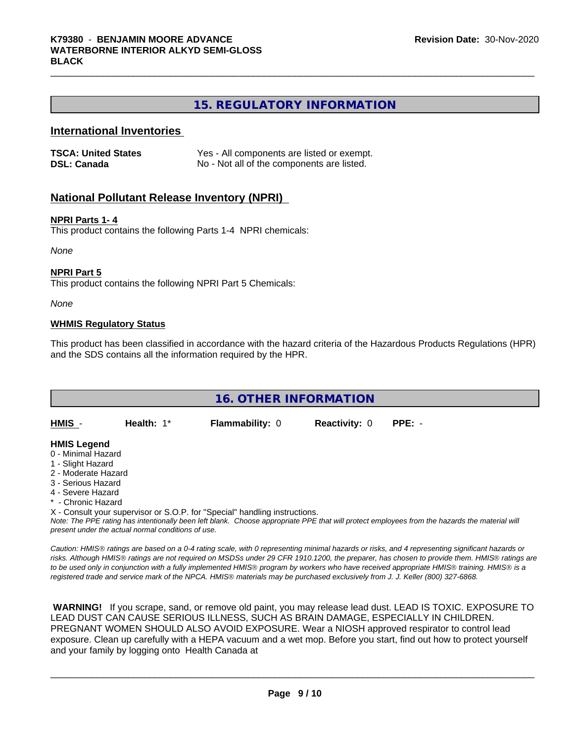## 15. REGULATORY INFORMATION

### International Inventories

| | |
|---|---|
| **TSCA: United States** | Yes - All components are listed or exempt. |
| **DSL: Canada** | No - Not all of the components are listed. |

### National Pollutant Release Inventory (NPRI)

**NPRI Parts 1- 4**

This product contains the following Parts 1-4 NPRI chemicals:

*None*

**NPRI Part 5**

This product contains the following NPRI Part 5 Chemicals:

*None*

**WHMIS Regulatory Status**

This product has been classified in accordance with the hazard criteria of the Hazardous Products Regulations (HPR) and the SDS contains all the information required by the HPR.

## 16. OTHER INFORMATION

| **HMIS** - | **Health:** 1* | **Flammability:** 0 | **Reactivity:** 0 | **PPE:** - |
|---|---|---|---|---|

**HMIS Legend**

0 - Minimal Hazard
1 - Slight Hazard
2 - Moderate Hazard
3 - Serious Hazard
4 - Severe Hazard
* - Chronic Hazard
X - Consult your supervisor or S.O.P. for "Special" handling instructions.

*Note: The PPE rating has intentionally been left blank. Choose appropriate PPE that will protect employees from the hazards the material will present under the actual normal conditions of use.*

*Caution: HMIS® ratings are based on a 0-4 rating scale, with 0 representing minimal hazards or risks, and 4 representing significant hazards or risks. Although HMIS® ratings are not required on MSDSs under 29 CFR 1910.1200, the preparer, has chosen to provide them. HMIS® ratings are to be used only in conjunction with a fully implemented HMIS® program by workers who have received appropriate HMIS® training. HMIS® is a registered trade and service mark of the NPCA. HMIS® materials may be purchased exclusively from J. J. Keller (800) 327-6868.*

**WARNING!** If you scrape, sand, or remove old paint, you may release lead dust. LEAD IS TOXIC. EXPOSURE TO LEAD DUST CAN CAUSE SERIOUS ILLNESS, SUCH AS BRAIN DAMAGE, ESPECIALLY IN CHILDREN. PREGNANT WOMEN SHOULD ALSO AVOID EXPOSURE. Wear a NIOSH approved respirator to control lead exposure. Clean up carefully with a HEPA vacuum and a wet mop. Before you start, find out how to protect yourself and your family by logging onto Health Canada at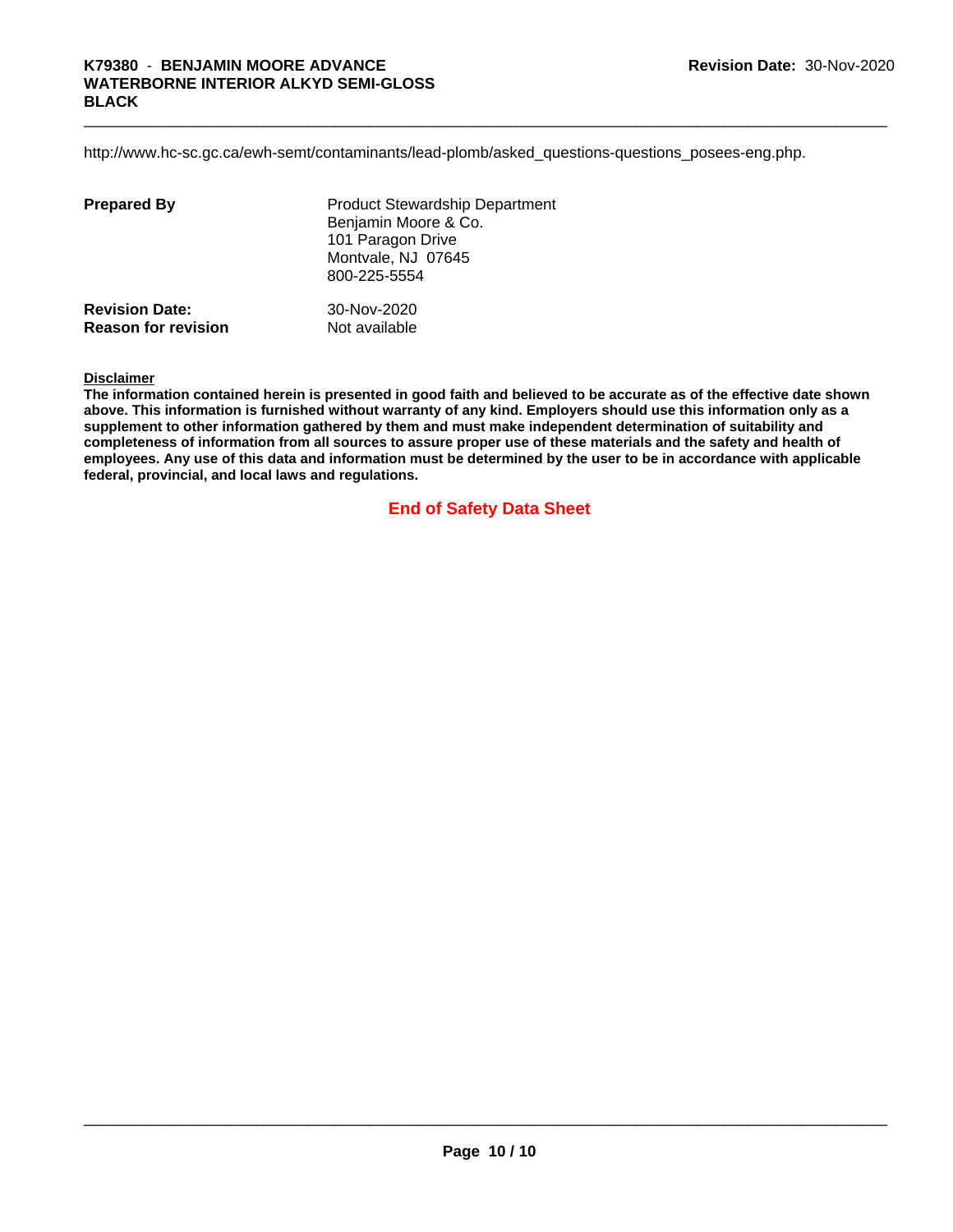http://www.hc-sc.gc.ca/ewh-semt/contaminants/lead-plomb/asked_questions-questions_posees-eng.php.

| | |
|---|---|
| **Prepared By** | Product Stewardship Department<br>Benjamin Moore & Co.<br>101 Paragon Drive<br>Montvale, NJ  07645<br>800-225-5554 |
| **Revision Date:** | 30-Nov-2020 |
| **Reason for revision** | Not available |

**Disclaimer**

**The information contained herein is presented in good faith and believed to be accurate as of the effective date shown above. This information is furnished without warranty of any kind. Employers should use this information only as a supplement to other information gathered by them and must make independent determination of suitability and completeness of information from all sources to assure proper use of these materials and the safety and health of employees. Any use of this data and information must be determined by the user to be in accordance with applicable federal, provincial, and local laws and regulations.**

**End of Safety Data Sheet**